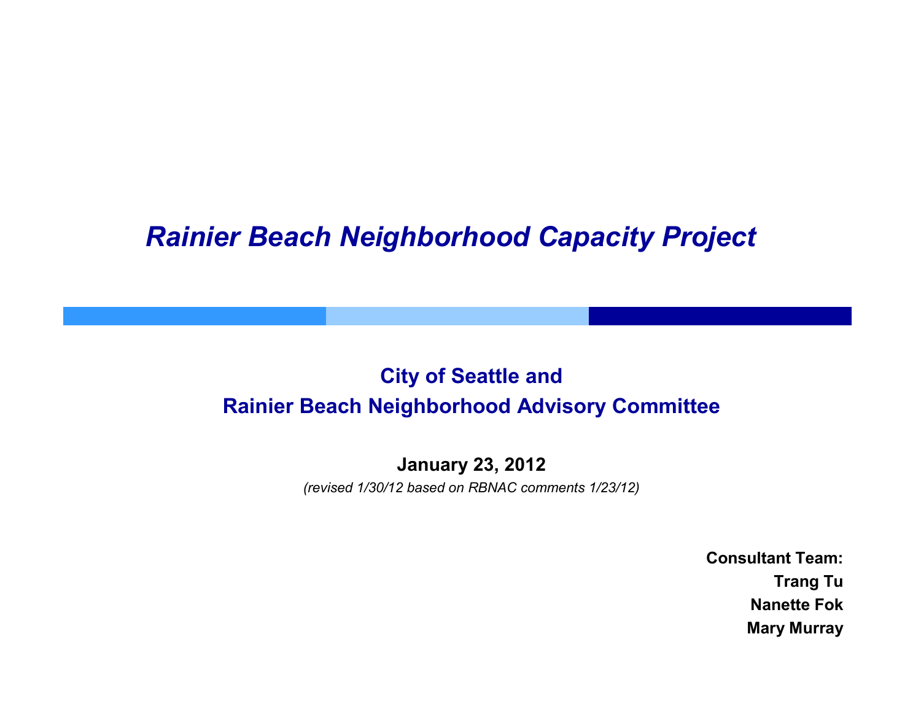# *Rainier Beach Neighborhood Capacity Project*

**City of Seattle and**
**Rainier Beach Neighborhood Advisory Committee**

**January 23, 2012**
*(revised 1/30/12 based on RBNAC comments 1/23/12)*

**Consultant Team:**
**Trang Tu**
**Nanette Fok**
**Mary Murray**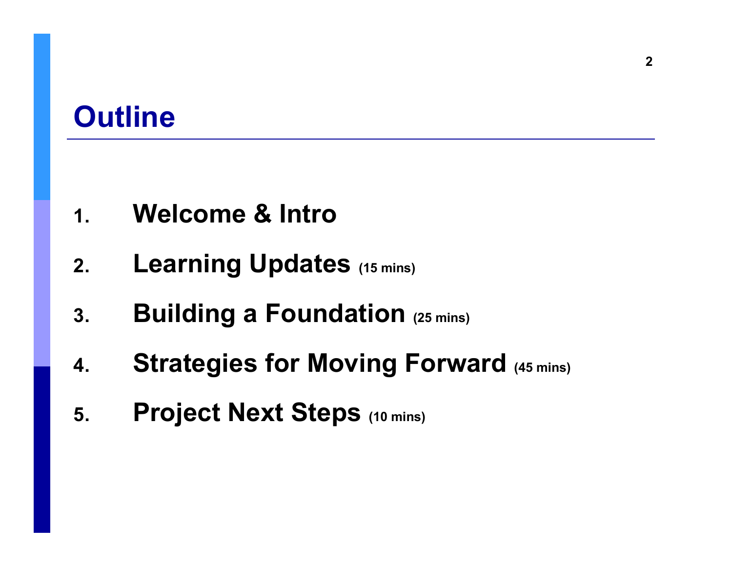# Outline

1. **Welcome & Intro**
2. **Learning Updates** **(15 mins)**
3. **Building a Foundation** **(25 mins)**
4. **Strategies for Moving Forward** **(45 mins)**
5. **Project Next Steps** **(10 mins)**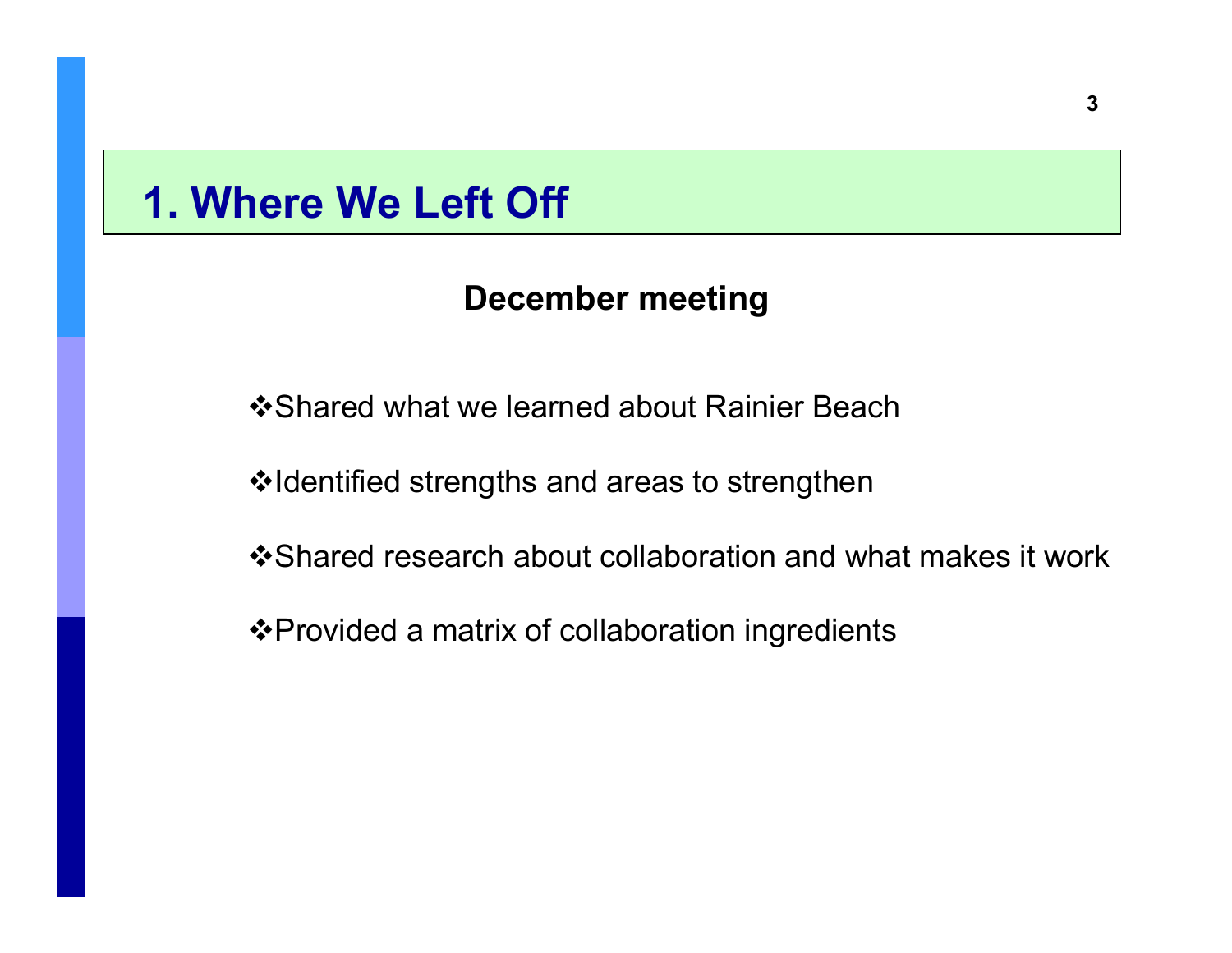# 1. Where We Left Off

**December meeting**

- Shared what we learned about Rainier Beach
- Identified strengths and areas to strengthen
- Shared research about collaboration and what makes it work
- Provided a matrix of collaboration ingredients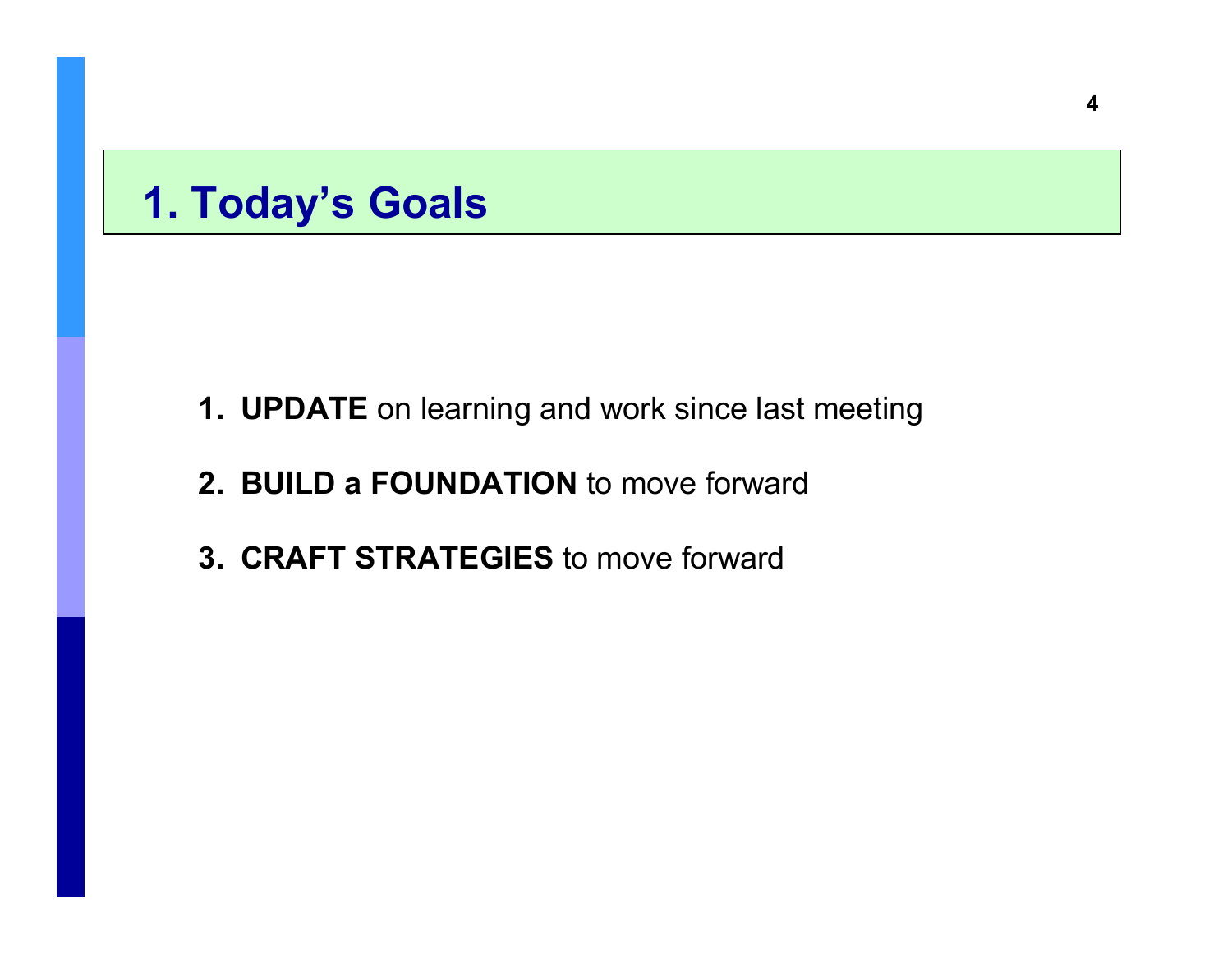# 1. Today's Goals

1. **UPDATE** on learning and work since last meeting
2. **BUILD a FOUNDATION** to move forward
3. **CRAFT STRATEGIES** to move forward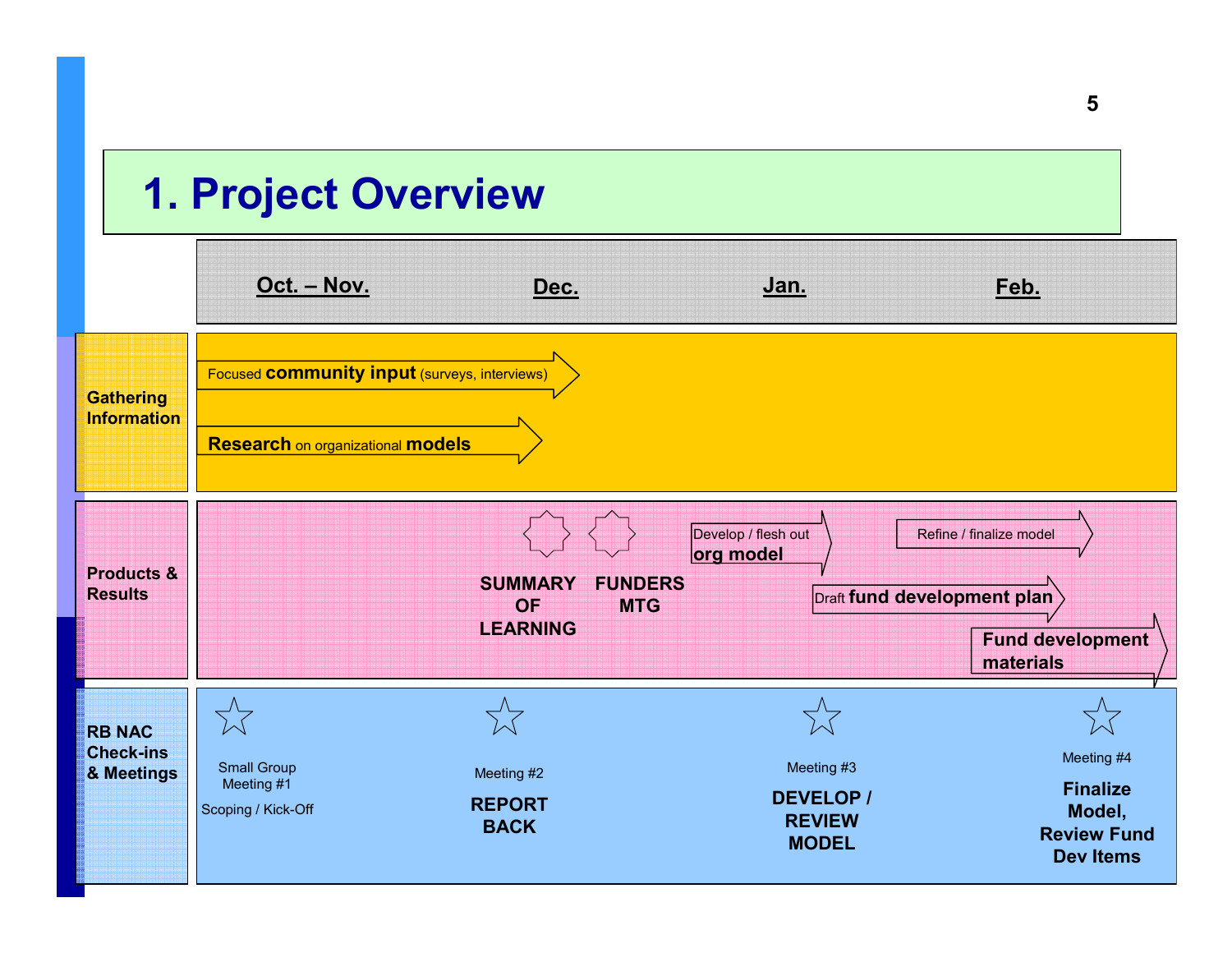# 1. Project Overview

| | Oct. – Nov. | Dec. | Jan. | Feb. |
|---|---|---|---|---|
| **Gathering Information** | Focused **community input** (surveys, interviews) → | → | | |
| | **Research** on organizational **models** → | → | | |
| **Products & Results** | | **SUMMARY OF LEARNING**; **FUNDERS MTG** | Develop / flesh out **org model** → | Refine / finalize model → |
| | | | Draft **fund development plan** → | → |
| | | | | **Fund development materials** → |
| **RB NAC Check-ins & Meetings** | Small Group Meeting #1 Scoping / Kick-Off | Meeting #2 **REPORT BACK** | Meeting #3 **DEVELOP / REVIEW MODEL** | Meeting #4 **Finalize Model, Review Fund Dev Items** |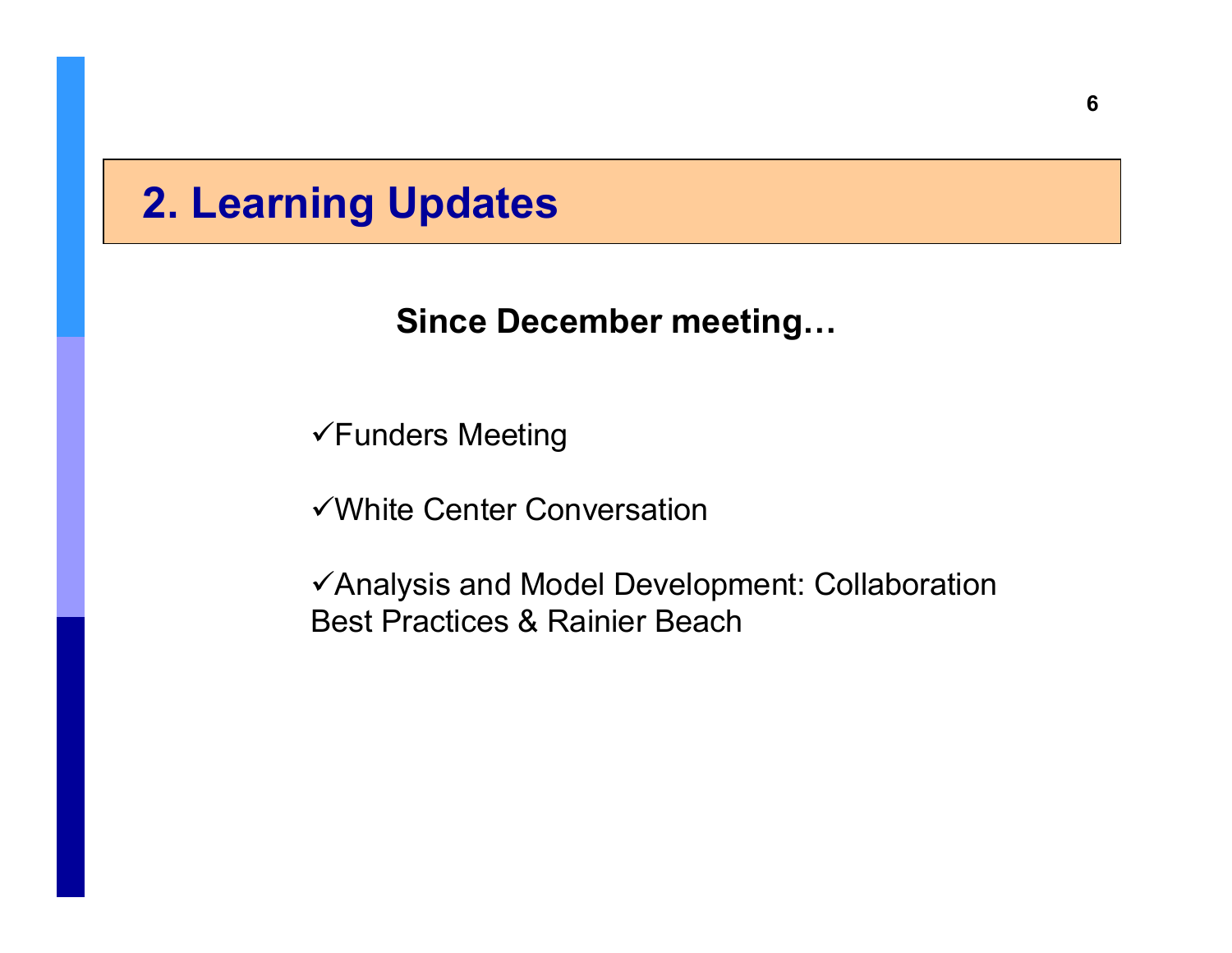## 2. Learning Updates

**Since December meeting…**

- ✓Funders Meeting
- ✓White Center Conversation
- ✓Analysis and Model Development: Collaboration Best Practices & Rainier Beach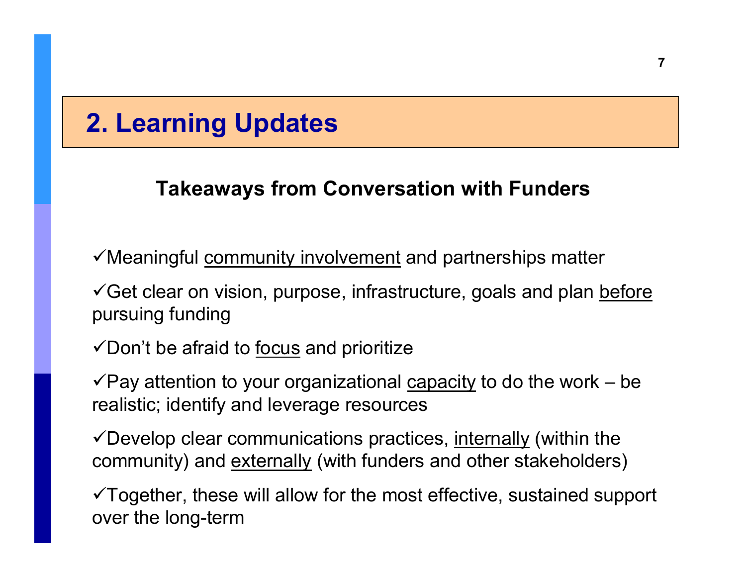# 2. Learning Updates

## Takeaways from Conversation with Funders

✓Meaningful <u>community involvement</u> and partnerships matter

✓Get clear on vision, purpose, infrastructure, goals and plan <u>before</u> pursuing funding

✓Don't be afraid to <u>focus</u> and prioritize

✓Pay attention to your organizational <u>capacity</u> to do the work – be realistic; identify and leverage resources

✓Develop clear communications practices, <u>internally</u> (within the community) and <u>externally</u> (with funders and other stakeholders)

✓Together, these will allow for the most effective, sustained support over the long-term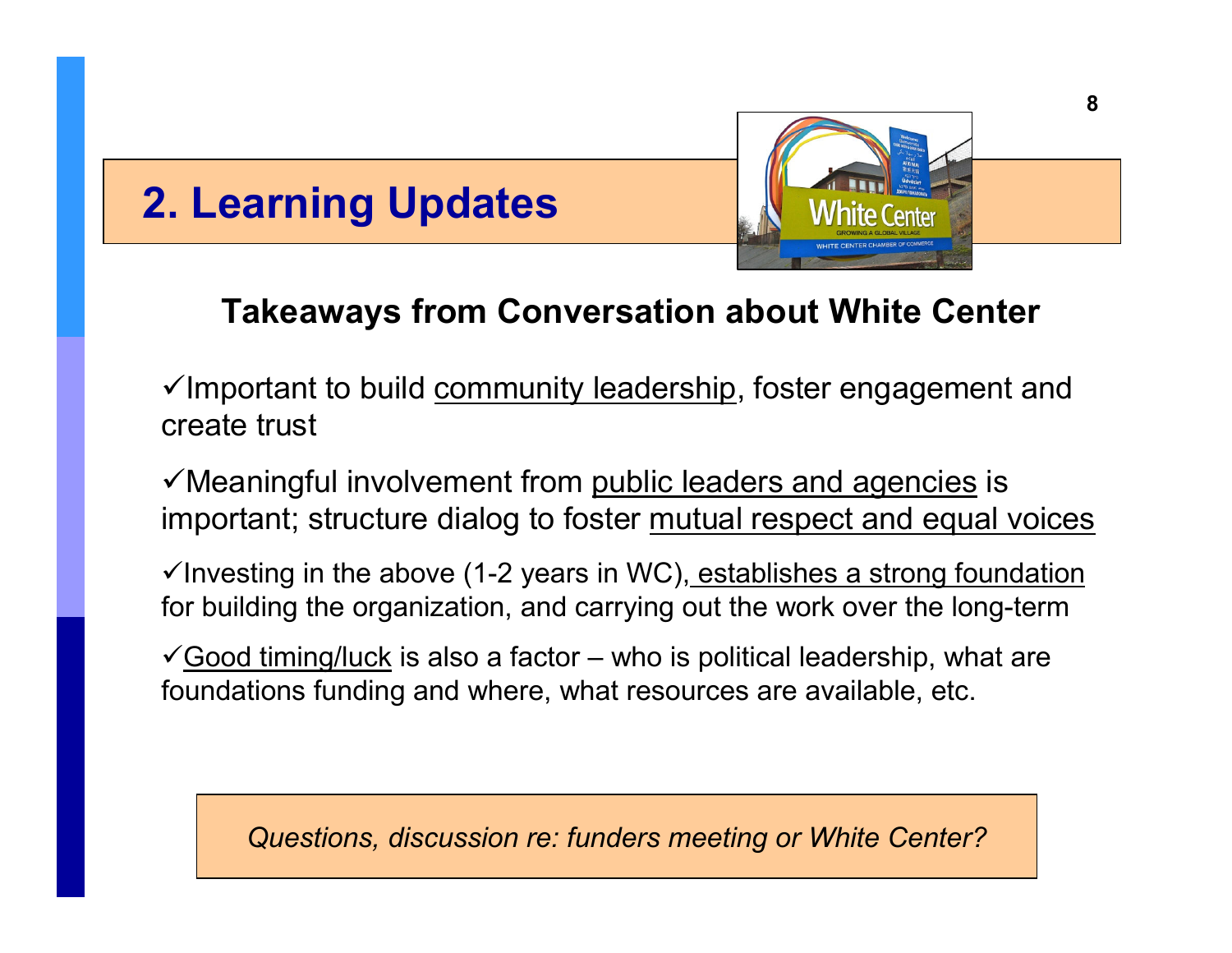# 2. Learning Updates

## Takeaways from Conversation about White Center

✓Important to build community leadership, foster engagement and create trust

✓Meaningful involvement from public leaders and agencies is important; structure dialog to foster mutual respect and equal voices

✓Investing in the above (1-2 years in WC), establishes a strong foundation for building the organization, and carrying out the work over the long-term

✓Good timing/luck is also a factor – who is political leadership, what are foundations funding and where, what resources are available, etc.

*Questions, discussion re: funders meeting or White Center?*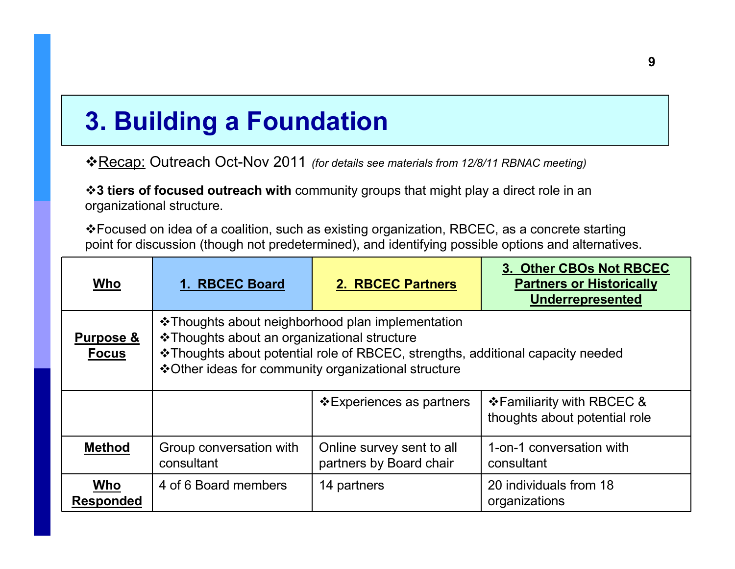# 3. Building a Foundation

❖Recap: Outreach Oct-Nov 2011 *(for details see materials from 12/8/11 RBNAC meeting)*

❖**3 tiers of focused outreach with** community groups that might play a direct role in an organizational structure.

❖Focused on idea of a coalition, such as existing organization, RBCEC, as a concrete starting point for discussion (though not predetermined), and identifying possible options and alternatives.

| **Who** | **1. RBCEC Board** | **2. RBCEC Partners** | **3. Other CBOs Not RBCEC Partners or Historically Underrepresented** |
|---|---|---|---|
| **Purpose & Focus** | ❖Thoughts about neighborhood plan implementation<br>❖Thoughts about an organizational structure<br>❖Thoughts about potential role of RBCEC, strengths, additional capacity needed<br>❖Other ideas for community organizational structure | | |
| | | ❖Experiences as partners | ❖Familiarity with RBCEC & thoughts about potential role |
| **Method** | Group conversation with consultant | Online survey sent to all partners by Board chair | 1-on-1 conversation with consultant |
| **Who Responded** | 4 of 6 Board members | 14 partners | 20 individuals from 18 organizations |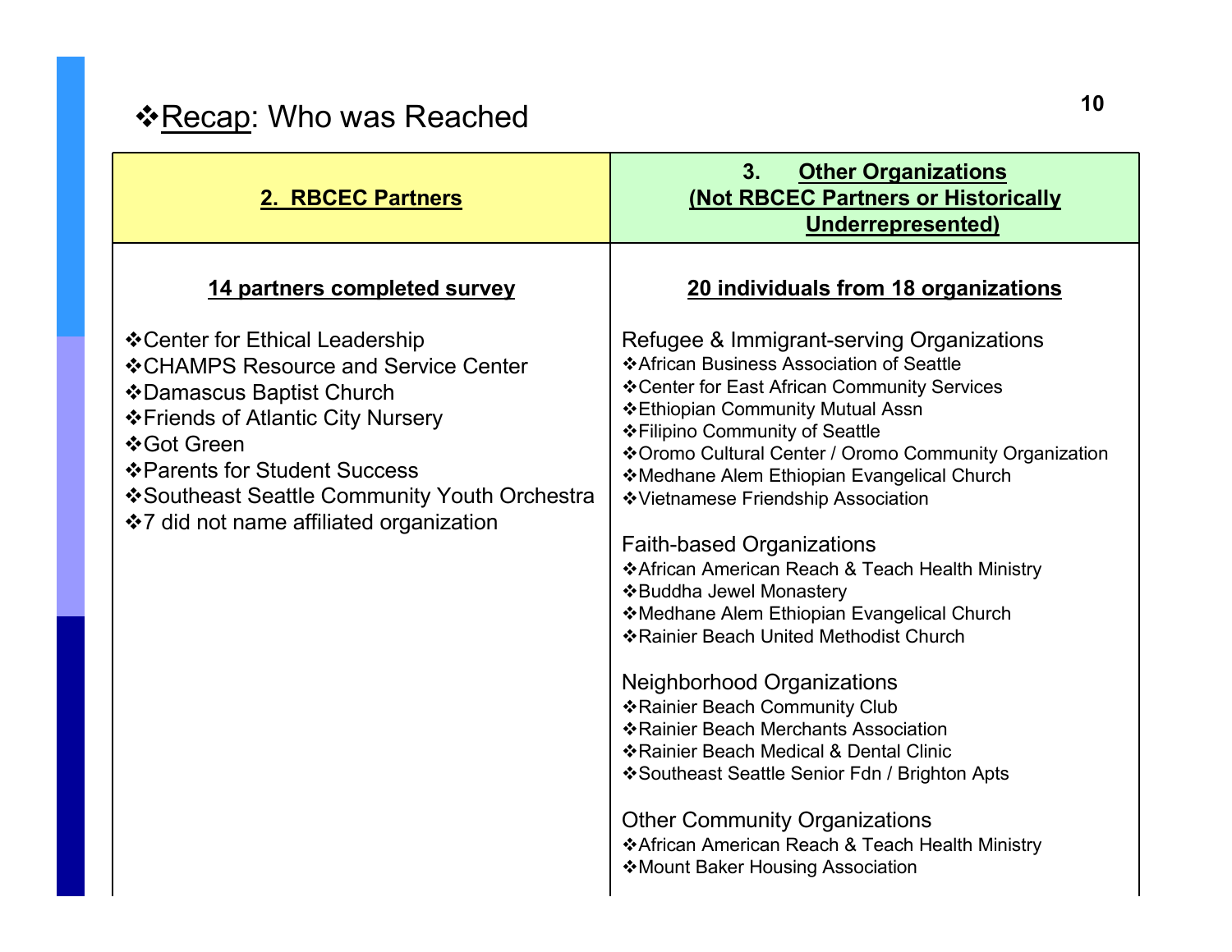# ❖Recap: Who was Reached

| 2. RBCEC Partners | 3. Other Organizations (Not RBCEC Partners or Historically Underrepresented) |
|---|---|
| **14 partners completed survey** | **20 individuals from 18 organizations** |
| ❖Center for Ethical Leadership<br>❖CHAMPS Resource and Service Center<br>❖Damascus Baptist Church<br>❖Friends of Atlantic City Nursery<br>❖Got Green<br>❖Parents for Student Success<br>❖Southeast Seattle Community Youth Orchestra<br>❖7 did not name affiliated organization | Refugee & Immigrant-serving Organizations<br>❖African Business Association of Seattle<br>❖Center for East African Community Services<br>❖Ethiopian Community Mutual Assn<br>❖Filipino Community of Seattle<br>❖Oromo Cultural Center / Oromo Community Organization<br>❖Medhane Alem Ethiopian Evangelical Church<br>❖Vietnamese Friendship Association<br><br>Faith-based Organizations<br>❖African American Reach & Teach Health Ministry<br>❖Buddha Jewel Monastery<br>❖Medhane Alem Ethiopian Evangelical Church<br>❖Rainier Beach United Methodist Church<br><br>Neighborhood Organizations<br>❖Rainier Beach Community Club<br>❖Rainier Beach Merchants Association<br>❖Rainier Beach Medical & Dental Clinic<br>❖Southeast Seattle Senior Fdn / Brighton Apts<br><br>Other Community Organizations<br>❖African American Reach & Teach Health Ministry<br>❖Mount Baker Housing Association |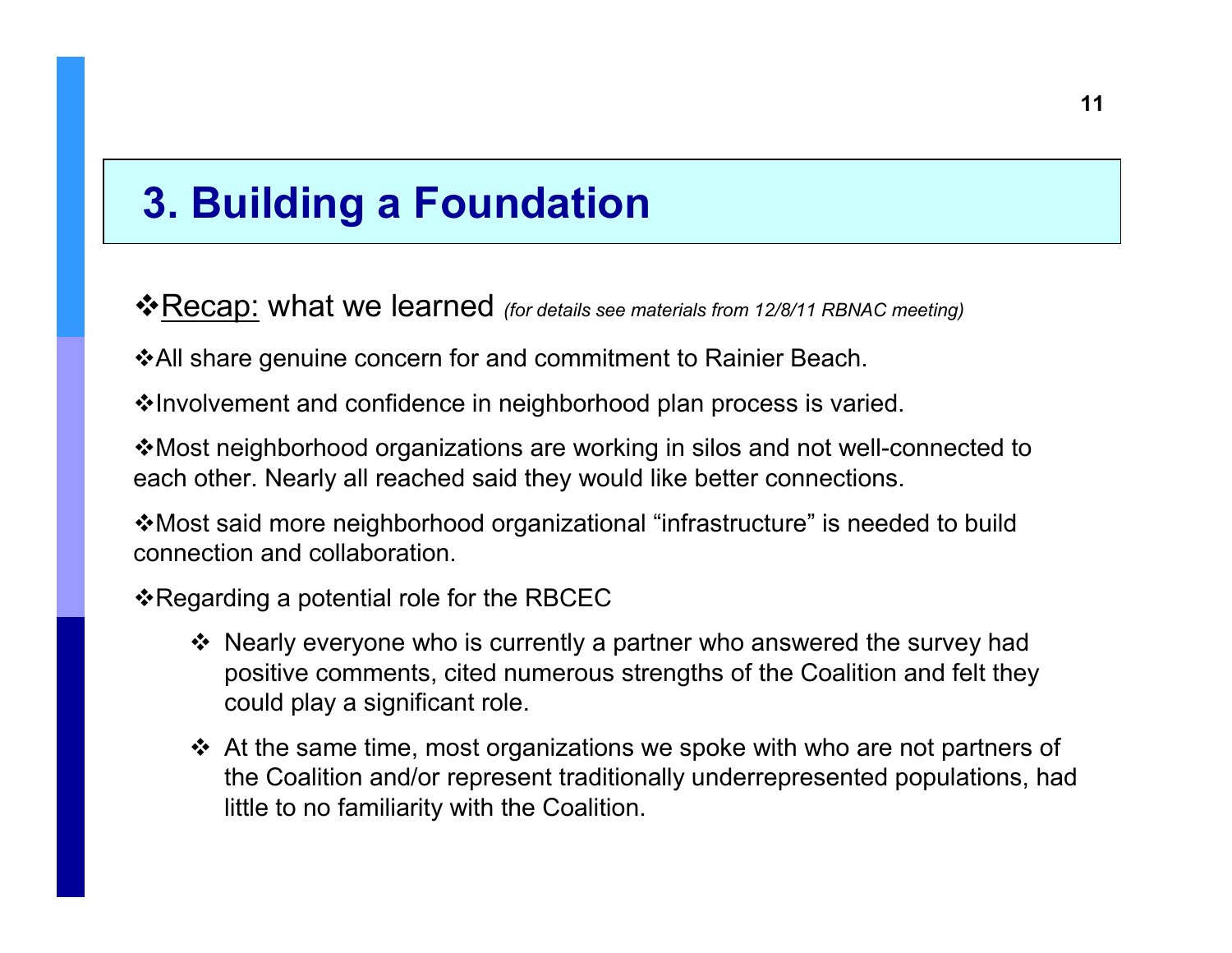# 3. Building a Foundation

❖<u>Recap:</u> what we learned *(for details see materials from 12/8/11 RBNAC meeting)*

❖All share genuine concern for and commitment to Rainier Beach.

❖Involvement and confidence in neighborhood plan process is varied.

❖Most neighborhood organizations are working in silos and not well-connected to each other. Nearly all reached said they would like better connections.

❖Most said more neighborhood organizational "infrastructure" is needed to build connection and collaboration.

❖Regarding a potential role for the RBCEC

- ❖ Nearly everyone who is currently a partner who answered the survey had positive comments, cited numerous strengths of the Coalition and felt they could play a significant role.
- ❖ At the same time, most organizations we spoke with who are not partners of the Coalition and/or represent traditionally underrepresented populations, had little to no familiarity with the Coalition.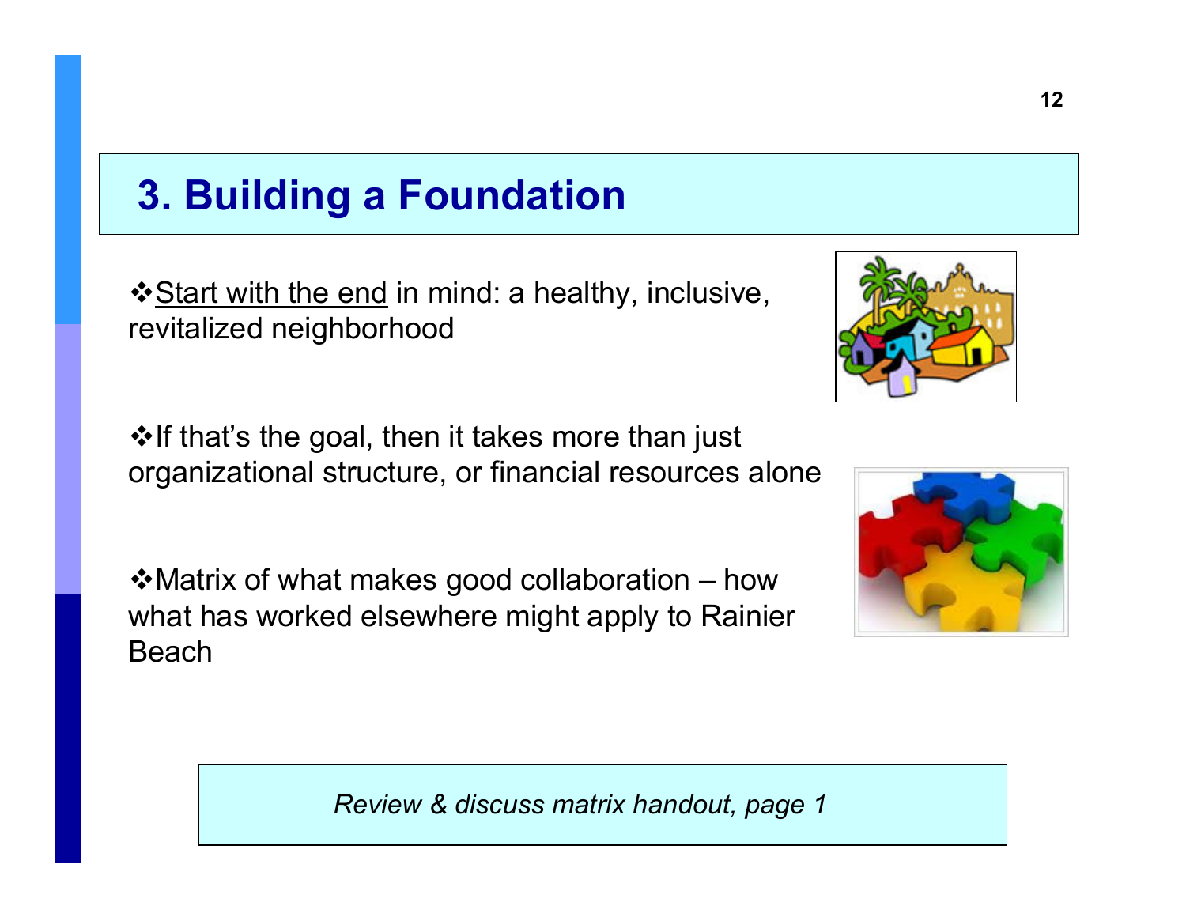# 3. Building a Foundation

- Start with the end in mind: a healthy, inclusive, revitalized neighborhood

- If that's the goal, then it takes more than just organizational structure, or financial resources alone

- Matrix of what makes good collaboration – how what has worked elsewhere might apply to Rainier Beach

*Review & discuss matrix handout, page 1*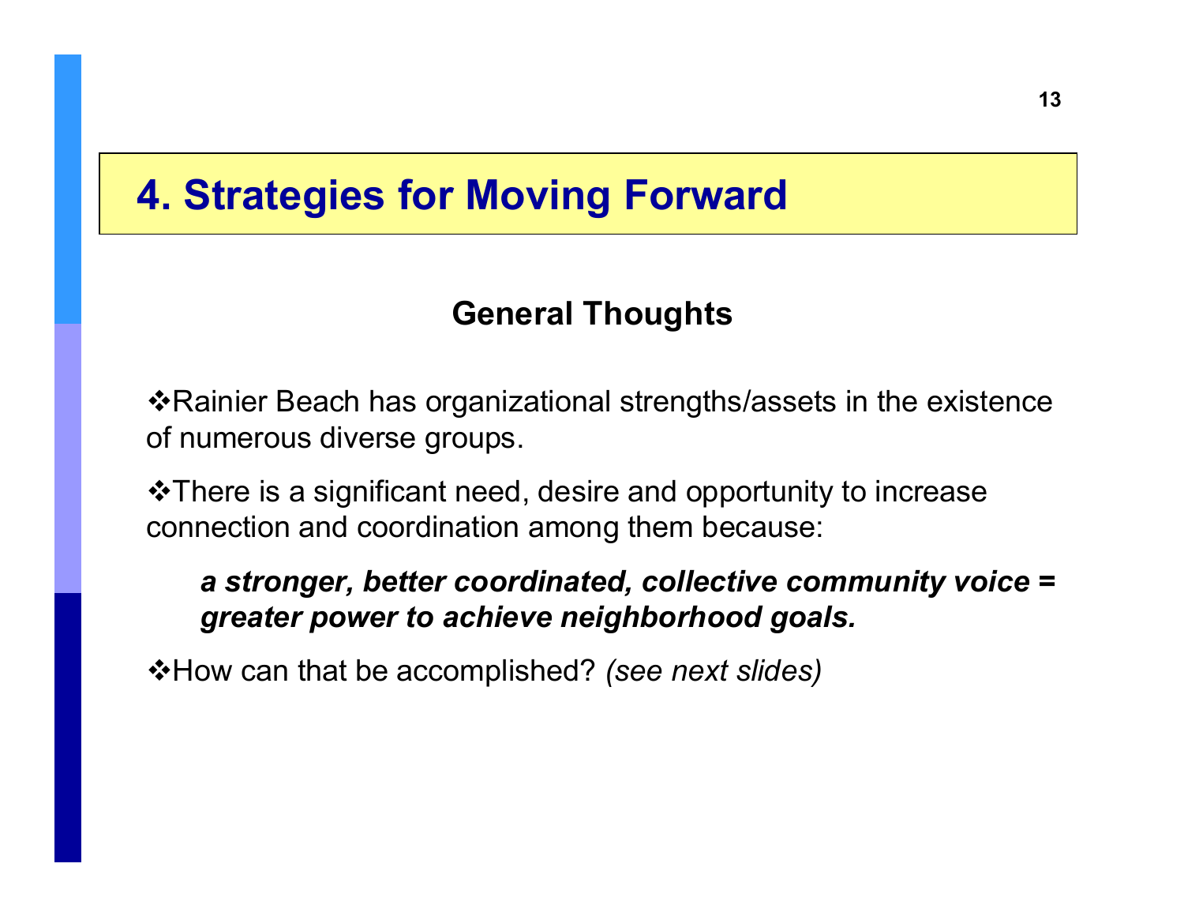# 4. Strategies for Moving Forward

## General Thoughts

❖Rainier Beach has organizational strengths/assets in the existence of numerous diverse groups.

❖There is a significant need, desire and opportunity to increase connection and coordination among them because:

> ***a stronger, better coordinated, collective community voice = greater power to achieve neighborhood goals.***

❖How can that be accomplished? *(see next slides)*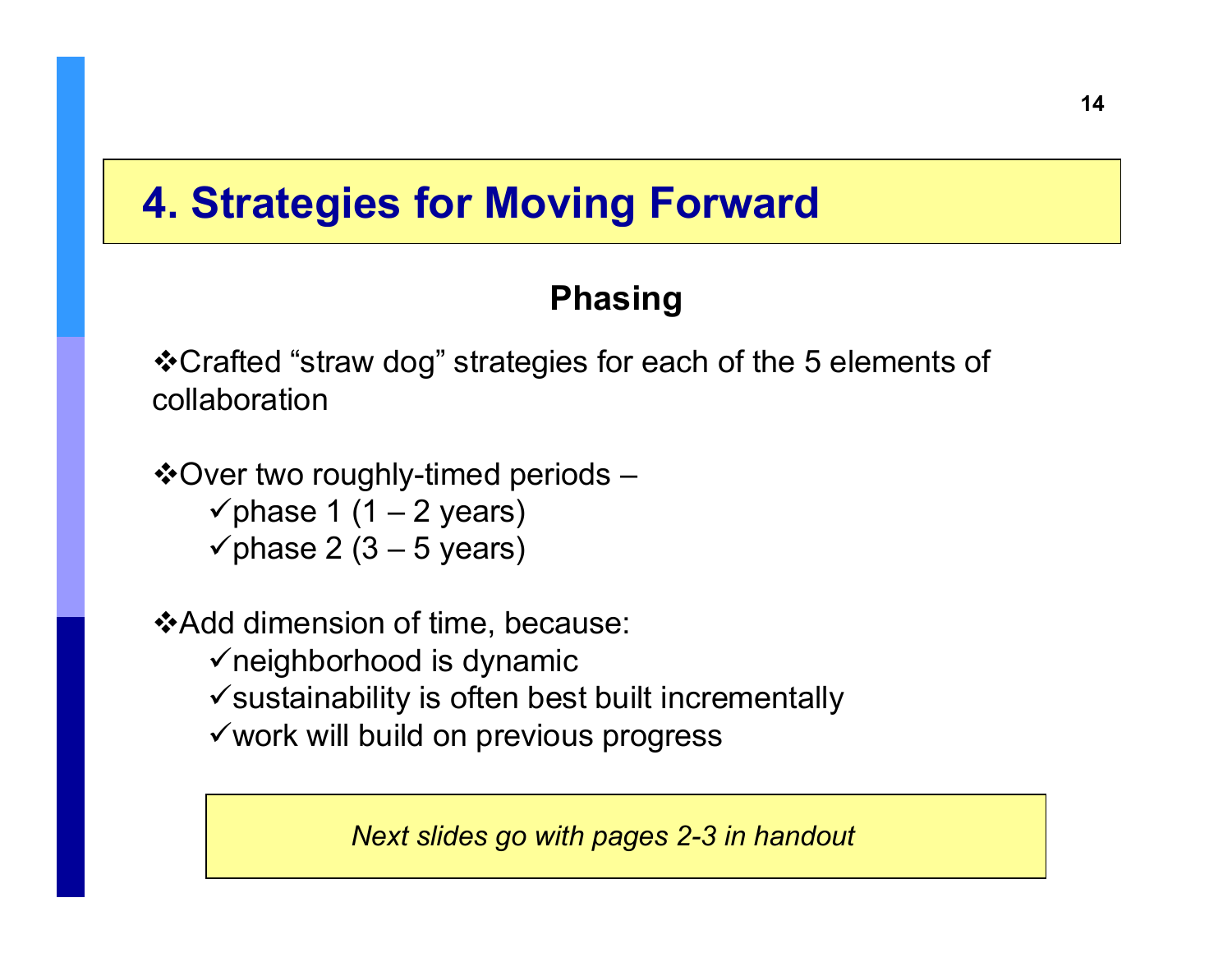# 4. Strategies for Moving Forward

## Phasing

❖Crafted “straw dog” strategies for each of the 5 elements of collaboration

❖Over two roughly-timed periods –

- ✓phase 1 (1 – 2 years)
- ✓phase 2 (3 – 5 years)

❖Add dimension of time, because:

- ✓neighborhood is dynamic
- ✓sustainability is often best built incrementally
- ✓work will build on previous progress

*Next slides go with pages 2-3 in handout*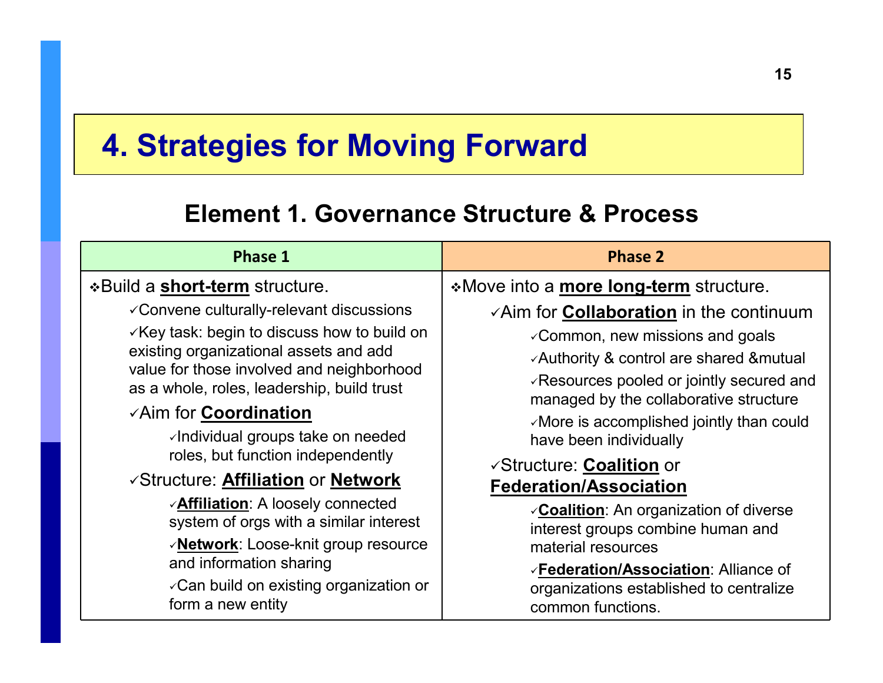# 4. Strategies for Moving Forward

## Element 1. Governance Structure & Process

| Phase 1 | Phase 2 |
|---|---|
| ❖Build a **short-term** structure.<br>✓Convene culturally-relevant discussions<br>✓Key task: begin to discuss how to build on existing organizational assets and add value for those involved and neighborhood as a whole, roles, leadership, build trust<br>✓Aim for **Coordination**<br>✓Individual groups take on needed roles, but function independently<br>✓Structure: **Affiliation** or **Network**<br>✓**Affiliation**: A loosely connected system of orgs with a similar interest<br>✓**Network**: Loose-knit group resource and information sharing<br>✓Can build on existing organization or form a new entity | ❖Move into a **more long-term** structure.<br>✓Aim for **Collaboration** in the continuum<br>✓Common, new missions and goals<br>✓Authority & control are shared &mutual<br>✓Resources pooled or jointly secured and managed by the collaborative structure<br>✓More is accomplished jointly than could have been individually<br>✓Structure: **Coalition** or **Federation/Association**<br>✓**Coalition**: An organization of diverse interest groups combine human and material resources<br>✓**Federation/Association**: Alliance of organizations established to centralize common functions. |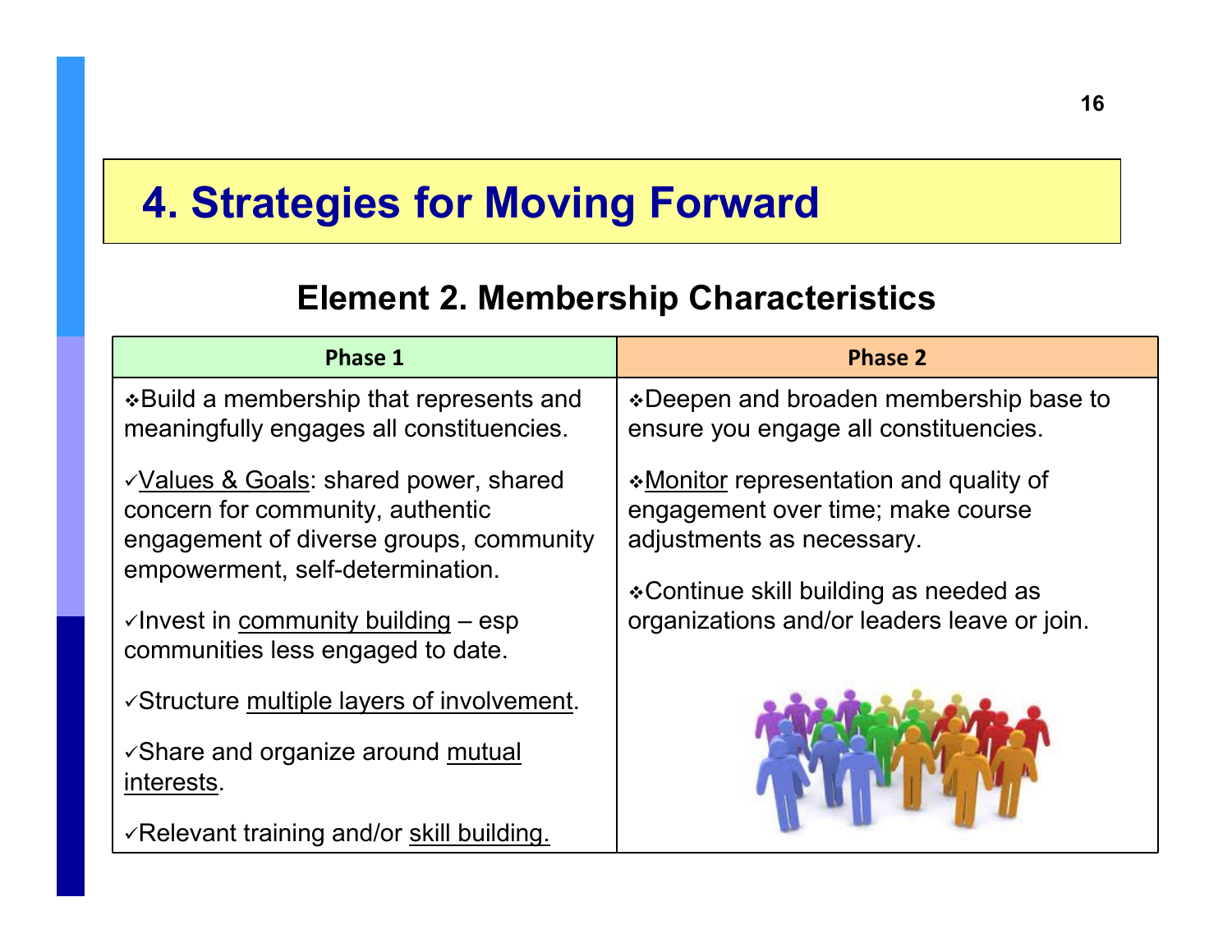# 4. Strategies for Moving Forward

## Element 2. Membership Characteristics

| Phase 1 | Phase 2 |
|---|---|
| ❖Build a membership that represents and meaningfully engages all constituencies.<br><br>✓Values & Goals: shared power, shared concern for community, authentic engagement of diverse groups, community empowerment, self-determination.<br><br>✓Invest in community building – esp communities less engaged to date.<br><br>✓Structure multiple layers of involvement.<br><br>✓Share and organize around mutual interests.<br><br>✓Relevant training and/or skill building. | ❖Deepen and broaden membership base to ensure you engage all constituencies.<br><br>❖Monitor representation and quality of engagement over time; make course adjustments as necessary.<br><br>❖Continue skill building as needed as organizations and/or leaders leave or join. |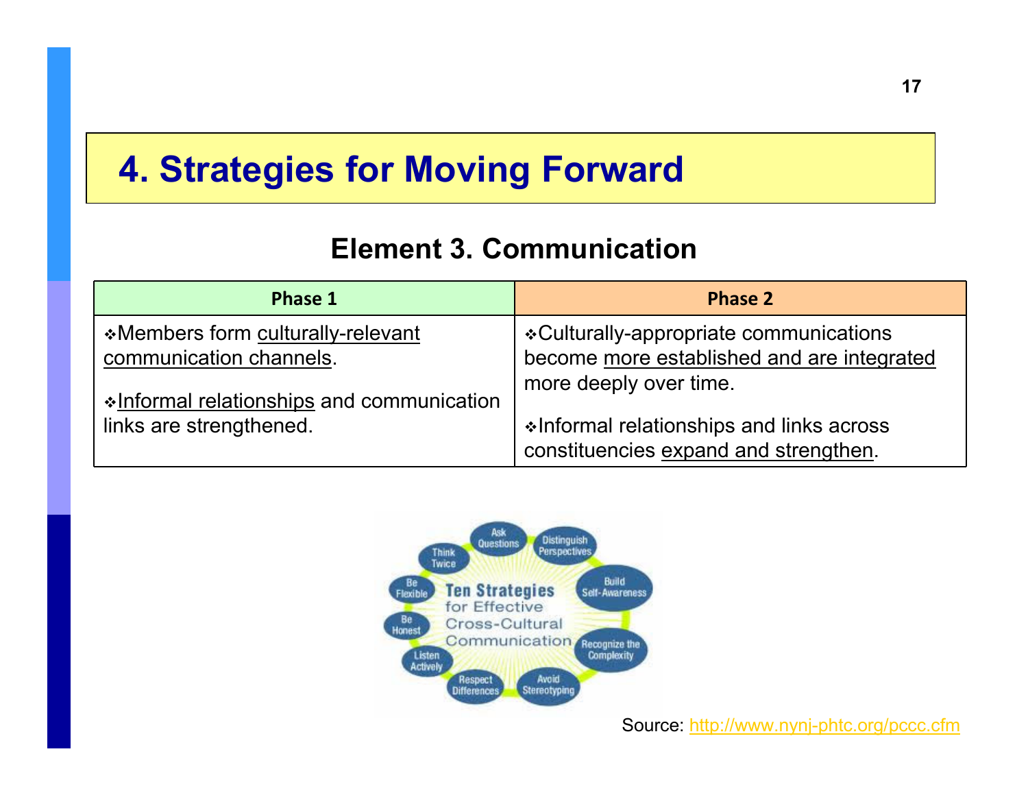# 4. Strategies for Moving Forward

## Element 3. Communication

| Phase 1 | Phase 2 |
|---|---|
| ❖Members form culturally-relevant communication channels.<br><br>❖Informal relationships and communication links are strengthened. | ❖Culturally-appropriate communications become more established and are integrated more deeply over time.<br><br>❖Informal relationships and links across constituencies expand and strengthen. |

Source: http://www.nynj-phtc.org/pccc.cfm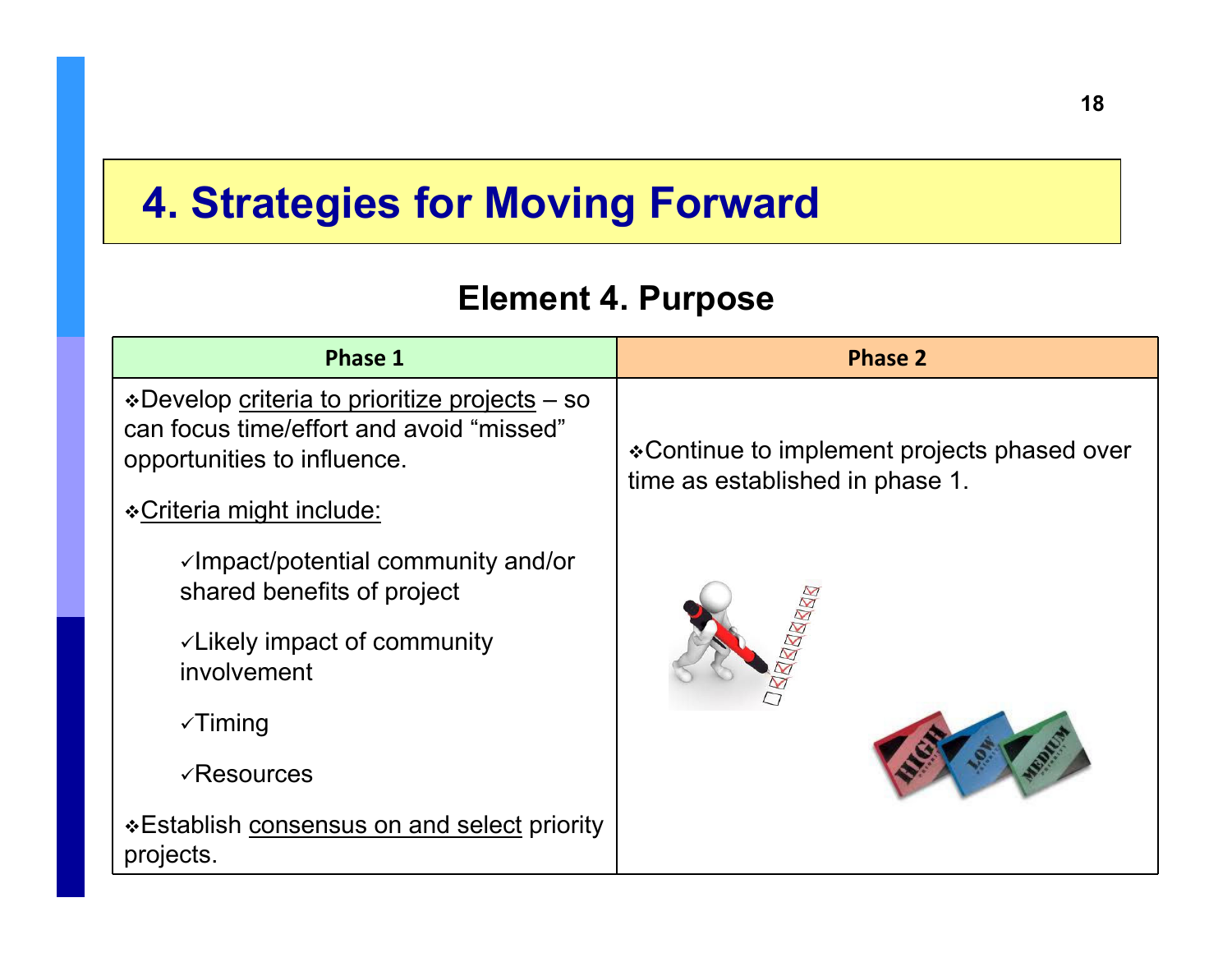# 4. Strategies for Moving Forward

## Element 4. Purpose

| Phase 1 | Phase 2 |
|---|---|
| ❖Develop criteria to prioritize projects – so can focus time/effort and avoid "missed" opportunities to influence.<br><br>❖Criteria might include:<br>✓Impact/potential community and/or shared benefits of project<br>✓Likely impact of community involvement<br>✓Timing<br>✓Resources<br><br>❖Establish consensus on and select priority projects. | ❖Continue to implement projects phased over time as established in phase 1. |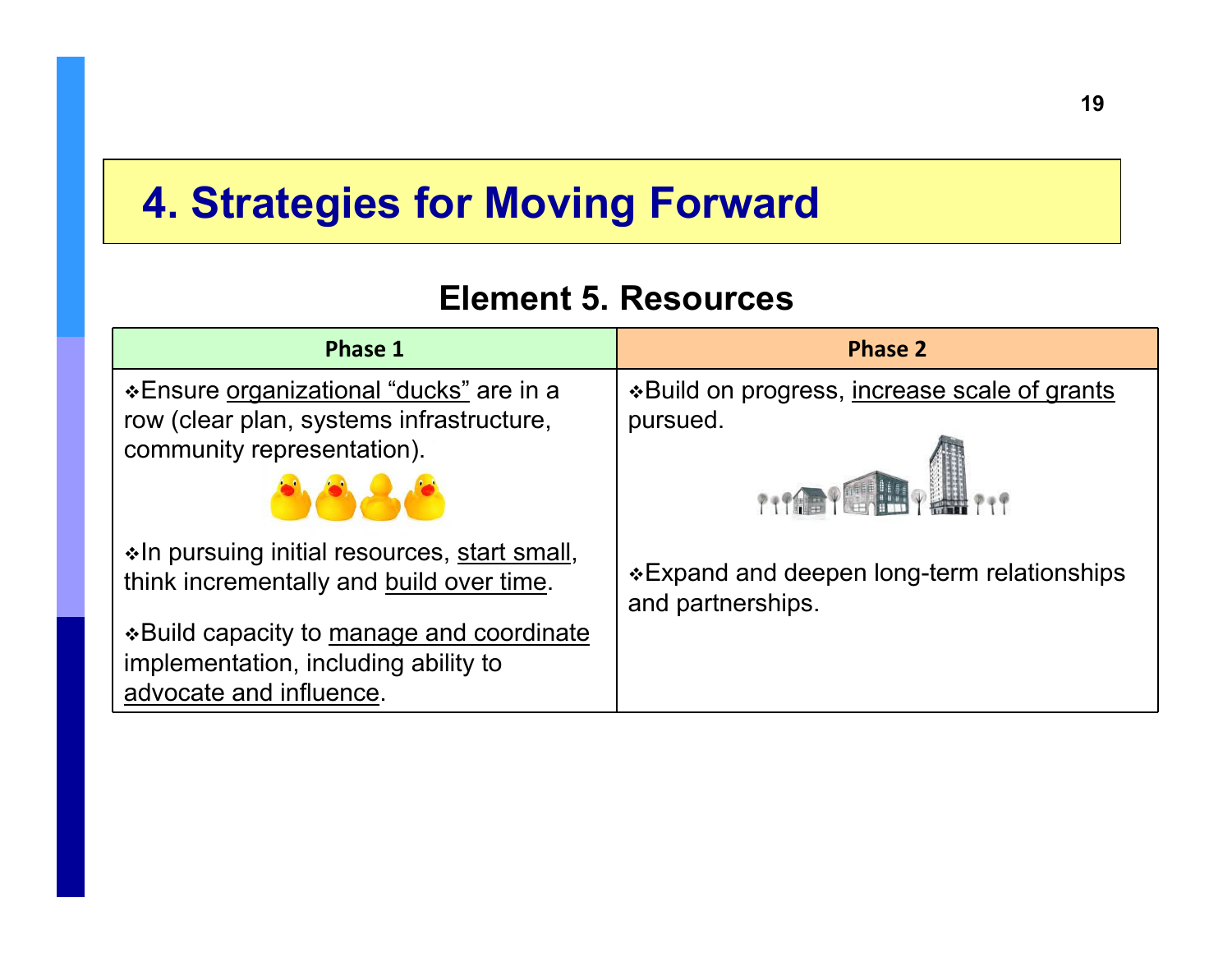# 4. Strategies for Moving Forward

## Element 5. Resources

| Phase 1 | Phase 2 |
|---|---|
| ❖Ensure organizational "ducks" are in a row (clear plan, systems infrastructure, community representation).<br><br>❖In pursuing initial resources, start small, think incrementally and build over time.<br><br>❖Build capacity to manage and coordinate implementation, including ability to advocate and influence. | ❖Build on progress, increase scale of grants pursued.<br><br>❖Expand and deepen long-term relationships and partnerships. |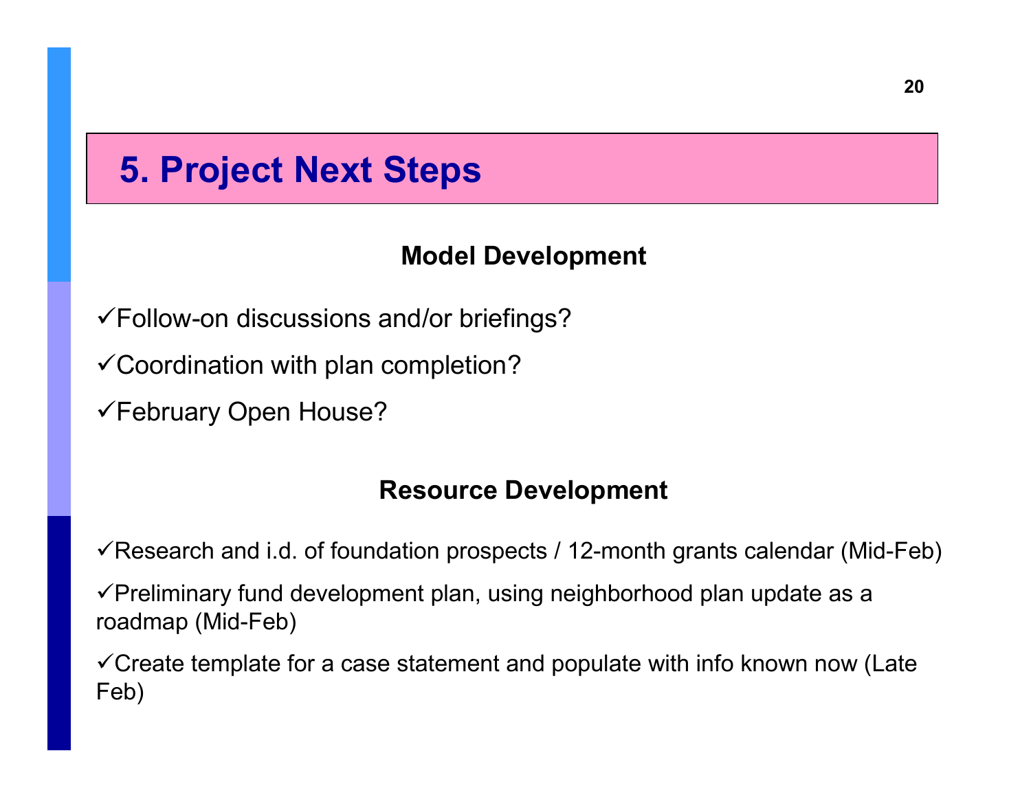# 5. Project Next Steps

## Model Development

✓Follow-on discussions and/or briefings?

✓Coordination with plan completion?

✓February Open House?

## Resource Development

✓Research and i.d. of foundation prospects / 12-month grants calendar (Mid-Feb)

✓Preliminary fund development plan, using neighborhood plan update as a roadmap (Mid-Feb)

✓Create template for a case statement and populate with info known now (Late Feb)